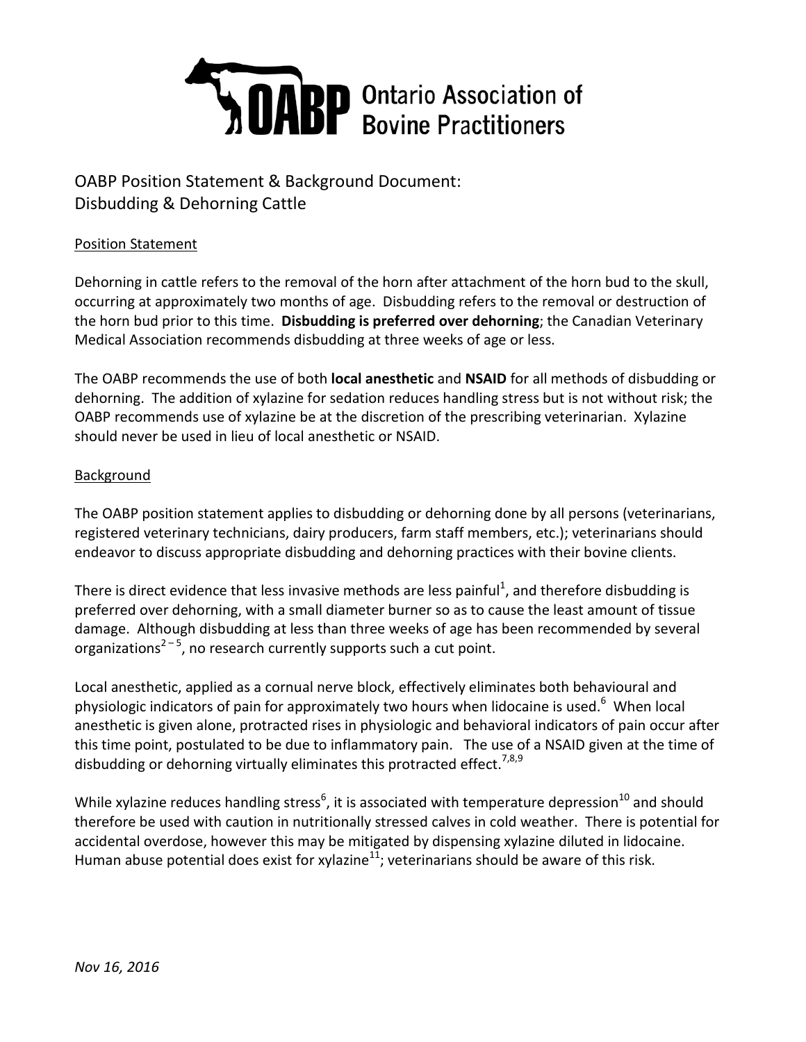# OABP Ontario Association of Bovine Practitioners

## OABP Position Statement & Background Document: Disbudding & Dehorning Cattle

### Position Statement

Dehorning in cattle refers to the removal of the horn after attachment of the horn bud to the skull, occurring at approximately two months of age. Disbudding refers to the removal or destruction of the horn bud prior to this time. **Disbudding is preferred over dehorning**; the Canadian Veterinary Medical Association recommends disbudding at three weeks of age or less.

The OABP recommends the use of both **local anesthetic** and **NSAID** for all methods of disbudding or dehorning. The addition of xylazine for sedation reduces handling stress but is not without risk; the OABP recommends use of xylazine be at the discretion of the prescribing veterinarian. Xylazine should never be used in lieu of local anesthetic or NSAID.

### Background

The OABP position statement applies to disbudding or dehorning done by all persons (veterinarians, registered veterinary technicians, dairy producers, farm staff members, etc.); veterinarians should endeavor to discuss appropriate disbudding and dehorning practices with their bovine clients.

There is direct evidence that less invasive methods are less painful[1], and therefore disbudding is preferred over dehorning, with a small diameter burner so as to cause the least amount of tissue damage. Although disbudding at less than three weeks of age has been recommended by several organizations[2–5], no research currently supports such a cut point.

Local anesthetic, applied as a cornual nerve block, effectively eliminates both behavioural and physiologic indicators of pain for approximately two hours when lidocaine is used.[6] When local anesthetic is given alone, protracted rises in physiologic and behavioral indicators of pain occur after this time point, postulated to be due to inflammatory pain. The use of a NSAID given at the time of disbudding or dehorning virtually eliminates this protracted effect.[7,8,9]

While xylazine reduces handling stress[6], it is associated with temperature depression[10] and should therefore be used with caution in nutritionally stressed calves in cold weather. There is potential for accidental overdose, however this may be mitigated by dispensing xylazine diluted in lidocaine. Human abuse potential does exist for xylazine[11]; veterinarians should be aware of this risk.

*Nov 16, 2016*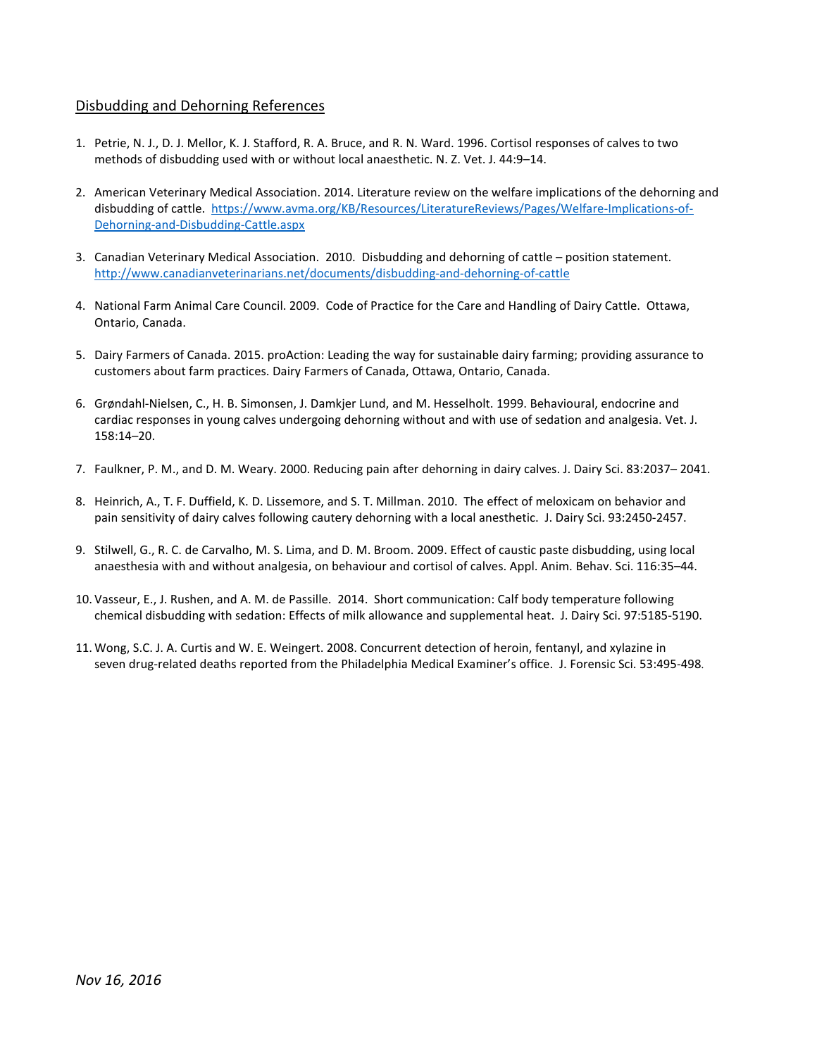## Disbudding and Dehorning References

1. Petrie, N. J., D. J. Mellor, K. J. Stafford, R. A. Bruce, and R. N. Ward. 1996. Cortisol responses of calves to two methods of disbudding used with or without local anaesthetic. N. Z. Vet. J. 44:9–14.

2. American Veterinary Medical Association. 2014. Literature review on the welfare implications of the dehorning and disbudding of cattle. https://www.avma.org/KB/Resources/LiteratureReviews/Pages/Welfare-Implications-of-Dehorning-and-Disbudding-Cattle.aspx

3. Canadian Veterinary Medical Association. 2010. Disbudding and dehorning of cattle – position statement. http://www.canadianveterinarians.net/documents/disbudding-and-dehorning-of-cattle

4. National Farm Animal Care Council. 2009. Code of Practice for the Care and Handling of Dairy Cattle. Ottawa, Ontario, Canada.

5. Dairy Farmers of Canada. 2015. proAction: Leading the way for sustainable dairy farming; providing assurance to customers about farm practices. Dairy Farmers of Canada, Ottawa, Ontario, Canada.

6. Grøndahl-Nielsen, C., H. B. Simonsen, J. Damkjer Lund, and M. Hesselholt. 1999. Behavioural, endocrine and cardiac responses in young calves undergoing dehorning without and with use of sedation and analgesia. Vet. J. 158:14–20.

7. Faulkner, P. M., and D. M. Weary. 2000. Reducing pain after dehorning in dairy calves. J. Dairy Sci. 83:2037– 2041.

8. Heinrich, A., T. F. Duffield, K. D. Lissemore, and S. T. Millman. 2010. The effect of meloxicam on behavior and pain sensitivity of dairy calves following cautery dehorning with a local anesthetic. J. Dairy Sci. 93:2450-2457.

9. Stilwell, G., R. C. de Carvalho, M. S. Lima, and D. M. Broom. 2009. Effect of caustic paste disbudding, using local anaesthesia with and without analgesia, on behaviour and cortisol of calves. Appl. Anim. Behav. Sci. 116:35–44.

10. Vasseur, E., J. Rushen, and A. M. de Passille. 2014. Short communication: Calf body temperature following chemical disbudding with sedation: Effects of milk allowance and supplemental heat. J. Dairy Sci. 97:5185-5190.

11. Wong, S.C. J. A. Curtis and W. E. Weingert. 2008. Concurrent detection of heroin, fentanyl, and xylazine in seven drug-related deaths reported from the Philadelphia Medical Examiner's office. J. Forensic Sci. 53:495-498.

*Nov 16, 2016*